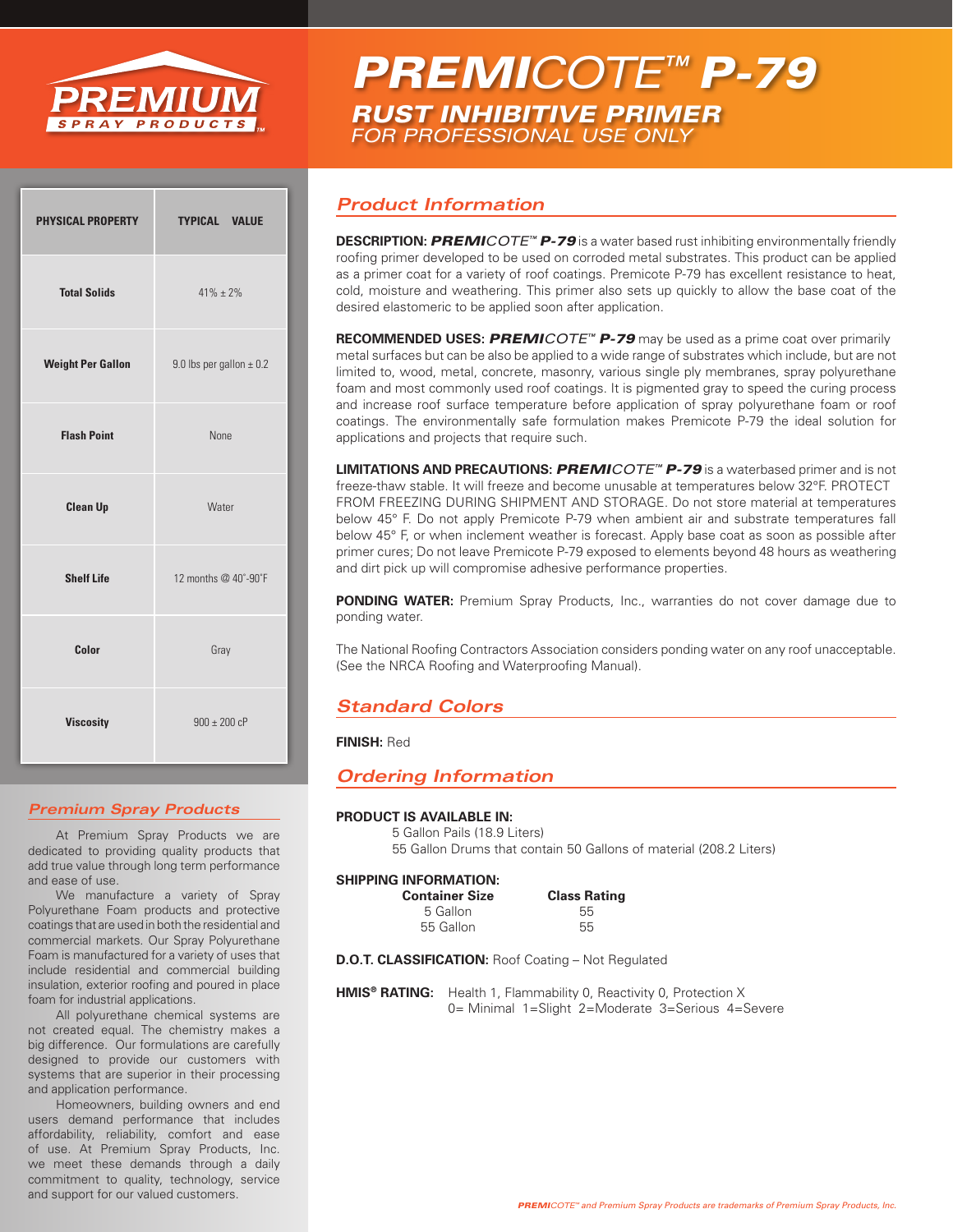# PREMICOTE™ P-79

## RUST INHIBITIVE PRIMER

*FOR PROFESSIONAL USE ONLY*

| PHYSICAL PROPERTY | TYPICAL VALUE |
|---|---|
| Total Solids | 41% ± 2% |
| Weight Per Gallon | 9.0 lbs per gallon ± 0.2 |
| Flash Point | None |
| Clean Up | Water |
| Shelf Life | 12 months @ 40˚-90˚F |
| Color | Gray |
| Viscosity | 900 ± 200 cP |

### *Premium Spray Products*

At Premium Spray Products we are dedicated to providing quality products that add true value through long term performance and ease of use.

We manufacture a variety of Spray Polyurethane Foam products and protective coatings that are used in both the residential and commercial markets. Our Spray Polyurethane Foam is manufactured for a variety of uses that include residential and commercial building insulation, exterior roofing and poured in place foam for industrial applications.

All polyurethane chemical systems are not created equal. The chemistry makes a big difference. Our formulations are carefully designed to provide our customers with systems that are superior in their processing and application performance.

Homeowners, building owners and end users demand performance that includes affordability, reliability, comfort and ease of use. At Premium Spray Products, Inc. we meet these demands through a daily commitment to quality, technology, service and support for our valued customers.

## *Product Information*

**DESCRIPTION:** ***PREMICOTE™ P-79*** is a water based rust inhibiting environmentally friendly roofing primer developed to be used on corroded metal substrates. This product can be applied as a primer coat for a variety of roof coatings. Premicote P-79 has excellent resistance to heat, cold, moisture and weathering. This primer also sets up quickly to allow the base coat of the desired elastomeric to be applied soon after application.

**RECOMMENDED USES:** ***PREMICOTE™ P-79*** may be used as a prime coat over primarily metal surfaces but can be also be applied to a wide range of substrates which include, but are not limited to, wood, metal, concrete, masonry, various single ply membranes, spray polyurethane foam and most commonly used roof coatings. It is pigmented gray to speed the curing process and increase roof surface temperature before application of spray polyurethane foam or roof coatings. The environmentally safe formulation makes Premicote P-79 the ideal solution for applications and projects that require such.

**LIMITATIONS AND PRECAUTIONS:** ***PREMICOTE™ P-79*** is a waterbased primer and is not freeze-thaw stable. It will freeze and become unusable at temperatures below 32°F. PROTECT FROM FREEZING DURING SHIPMENT AND STORAGE. Do not store material at temperatures below 45° F. Do not apply Premicote P-79 when ambient air and substrate temperatures fall below 45° F, or when inclement weather is forecast. Apply base coat as soon as possible after primer cures; Do not leave Premicote P-79 exposed to elements beyond 48 hours as weathering and dirt pick up will compromise adhesive performance properties.

**PONDING WATER:** Premium Spray Products, Inc., warranties do not cover damage due to ponding water.

The National Roofing Contractors Association considers ponding water on any roof unacceptable. (See the NRCA Roofing and Waterproofing Manual).

## *Standard Colors*

**FINISH:** Red

## *Ordering Information*

**PRODUCT IS AVAILABLE IN:**

5 Gallon Pails (18.9 Liters)
55 Gallon Drums that contain 50 Gallons of material (208.2 Liters)

**SHIPPING INFORMATION:**

| Container Size | Class Rating |
|---|---|
| 5 Gallon | 55 |
| 55 Gallon | 55 |

**D.O.T. CLASSIFICATION:** Roof Coating – Not Regulated

**HMIS® RATING:** Health 1, Flammability 0, Reactivity 0, Protection X
0= Minimal 1=Slight 2=Moderate 3=Serious 4=Severe

*PREMICOTE™ and Premium Spray Products are trademarks of Premium Spray Products, Inc.*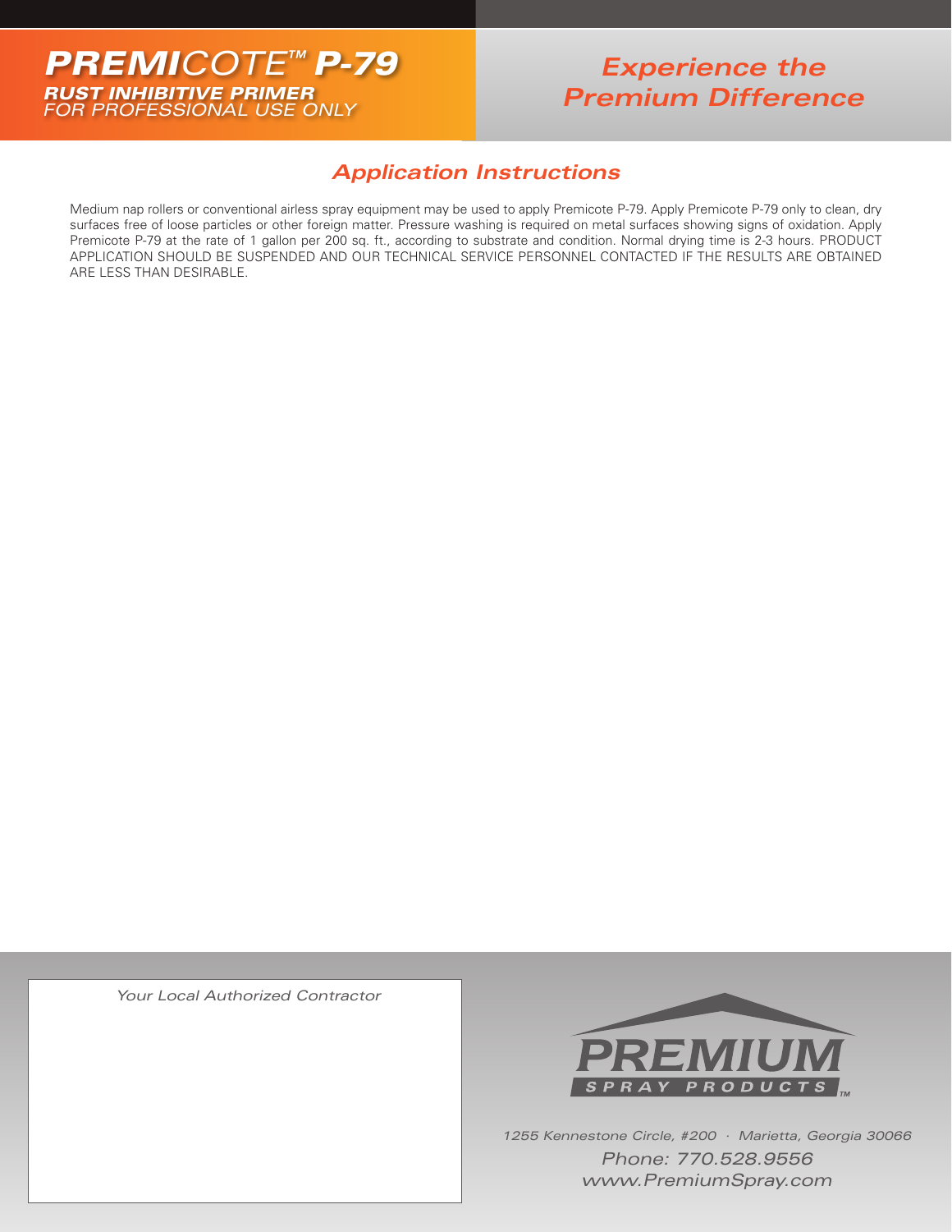# PREMICOTE™ P-79

**RUST INHIBITIVE PRIMER**
*FOR PROFESSIONAL USE ONLY*

*Experience the Premium Difference*

## Application Instructions

Medium nap rollers or conventional airless spray equipment may be used to apply Premicote P-79. Apply Premicote P-79 only to clean, dry surfaces free of loose particles or other foreign matter. Pressure washing is required on metal surfaces showing signs of oxidation. Apply Premicote P-79 at the rate of 1 gallon per 200 sq. ft., according to substrate and condition. Normal drying time is 2-3 hours. PRODUCT APPLICATION SHOULD BE SUSPENDED AND OUR TECHNICAL SERVICE PERSONNEL CONTACTED IF THE RESULTS ARE OBTAINED ARE LESS THAN DESIRABLE.

*Your Local Authorized Contractor*

PREMIUM SPRAY PRODUCTS™

*1255 Kennestone Circle, #200 · Marietta, Georgia 30066*
*Phone: 770.528.9556*
*www.PremiumSpray.com*